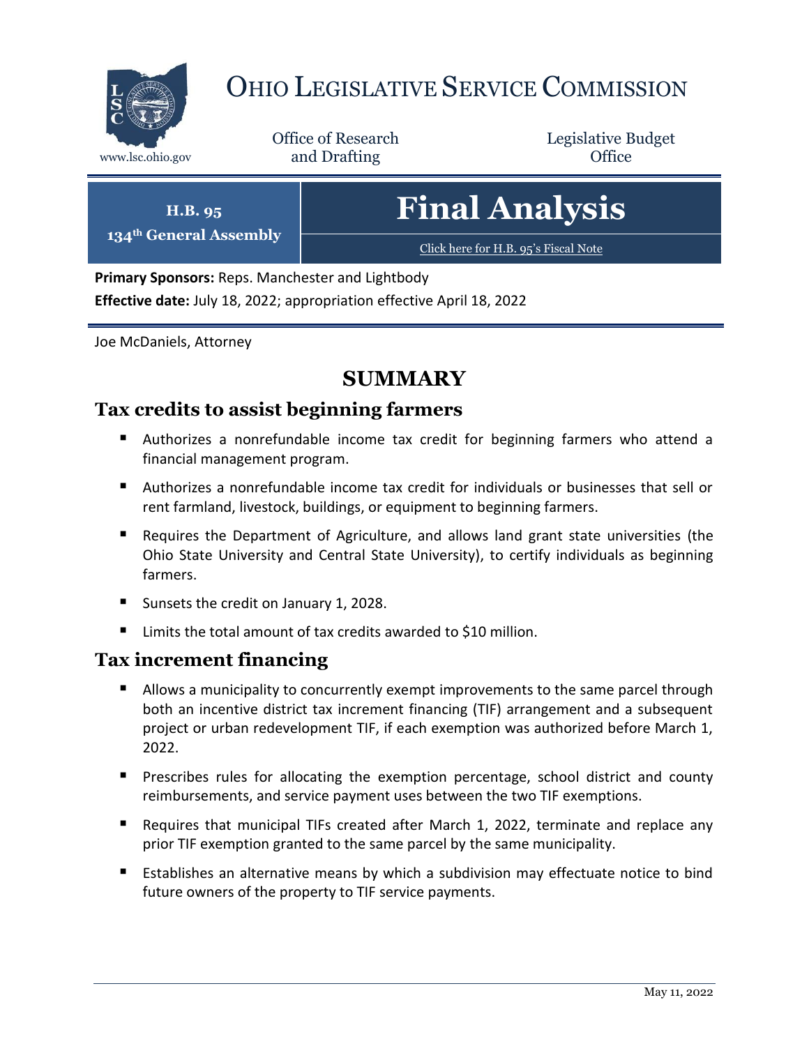# Ohio Legislative Service Commission

www.lsc.ohio.gov

Office of Research and Drafting

Legislative Budget Office

**H.B. 95**
**134th General Assembly**

# Final Analysis

Click here for H.B. 95's Fiscal Note

**Primary Sponsors:** Reps. Manchester and Lightbody

**Effective date:** July 18, 2022; appropriation effective April 18, 2022

Joe McDaniels, Attorney

## SUMMARY

### Tax credits to assist beginning farmers

- Authorizes a nonrefundable income tax credit for beginning farmers who attend a financial management program.
- Authorizes a nonrefundable income tax credit for individuals or businesses that sell or rent farmland, livestock, buildings, or equipment to beginning farmers.
- Requires the Department of Agriculture, and allows land grant state universities (the Ohio State University and Central State University), to certify individuals as beginning farmers.
- Sunsets the credit on January 1, 2028.
- Limits the total amount of tax credits awarded to $10 million.

### Tax increment financing

- Allows a municipality to concurrently exempt improvements to the same parcel through both an incentive district tax increment financing (TIF) arrangement and a subsequent project or urban redevelopment TIF, if each exemption was authorized before March 1, 2022.
- Prescribes rules for allocating the exemption percentage, school district and county reimbursements, and service payment uses between the two TIF exemptions.
- Requires that municipal TIFs created after March 1, 2022, terminate and replace any prior TIF exemption granted to the same parcel by the same municipality.
- Establishes an alternative means by which a subdivision may effectuate notice to bind future owners of the property to TIF service payments.

May 11, 2022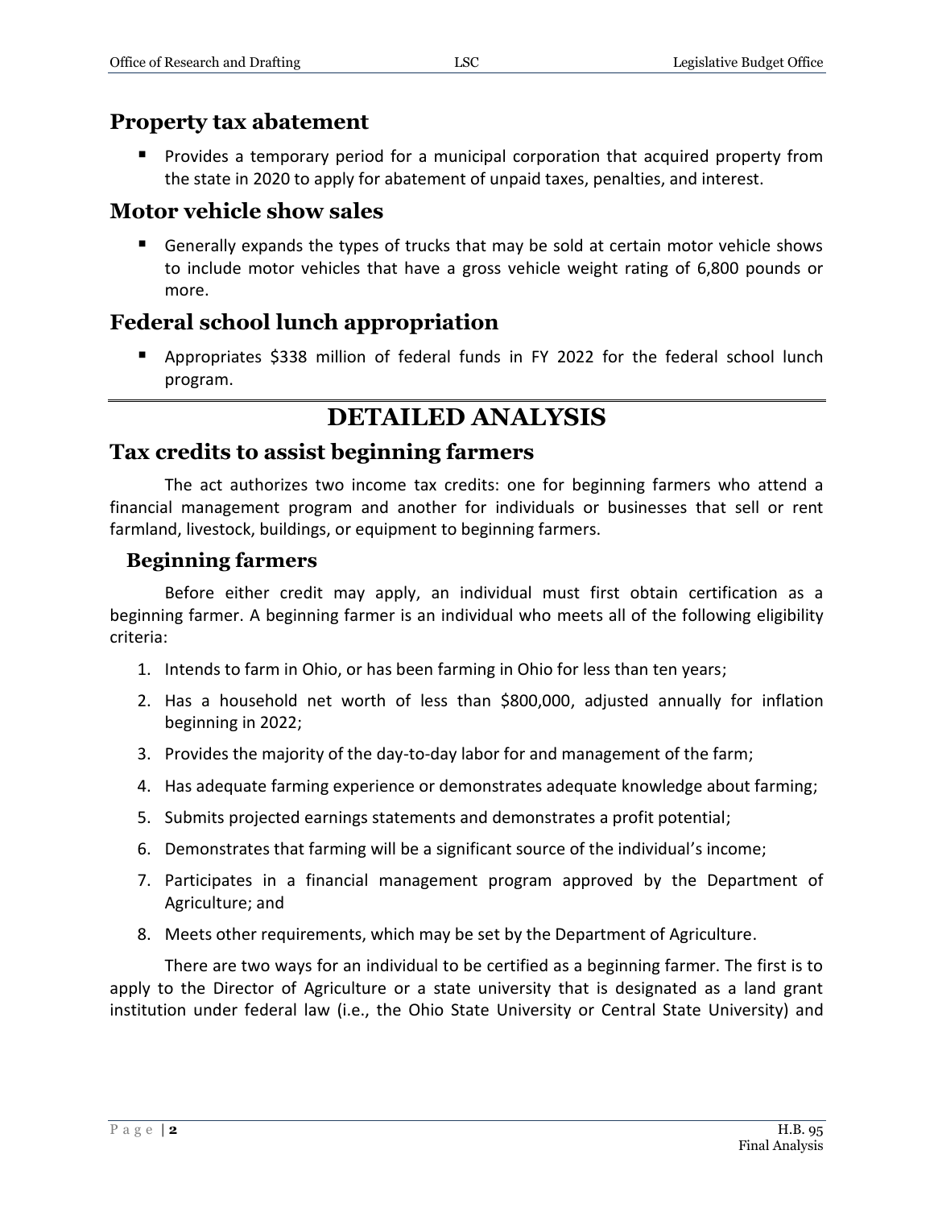## Property tax abatement

- Provides a temporary period for a municipal corporation that acquired property from the state in 2020 to apply for abatement of unpaid taxes, penalties, and interest.

## Motor vehicle show sales

- Generally expands the types of trucks that may be sold at certain motor vehicle shows to include motor vehicles that have a gross vehicle weight rating of 6,800 pounds or more.

## Federal school lunch appropriation

- Appropriates $338 million of federal funds in FY 2022 for the federal school lunch program.

# DETAILED ANALYSIS

## Tax credits to assist beginning farmers

The act authorizes two income tax credits: one for beginning farmers who attend a financial management program and another for individuals or businesses that sell or rent farmland, livestock, buildings, or equipment to beginning farmers.

### Beginning farmers

Before either credit may apply, an individual must first obtain certification as a beginning farmer. A beginning farmer is an individual who meets all of the following eligibility criteria:

1. Intends to farm in Ohio, or has been farming in Ohio for less than ten years;
2. Has a household net worth of less than $800,000, adjusted annually for inflation beginning in 2022;
3. Provides the majority of the day-to-day labor for and management of the farm;
4. Has adequate farming experience or demonstrates adequate knowledge about farming;
5. Submits projected earnings statements and demonstrates a profit potential;
6. Demonstrates that farming will be a significant source of the individual's income;
7. Participates in a financial management program approved by the Department of Agriculture; and
8. Meets other requirements, which may be set by the Department of Agriculture.

There are two ways for an individual to be certified as a beginning farmer. The first is to apply to the Director of Agriculture or a state university that is designated as a land grant institution under federal law (i.e., the Ohio State University or Central State University) and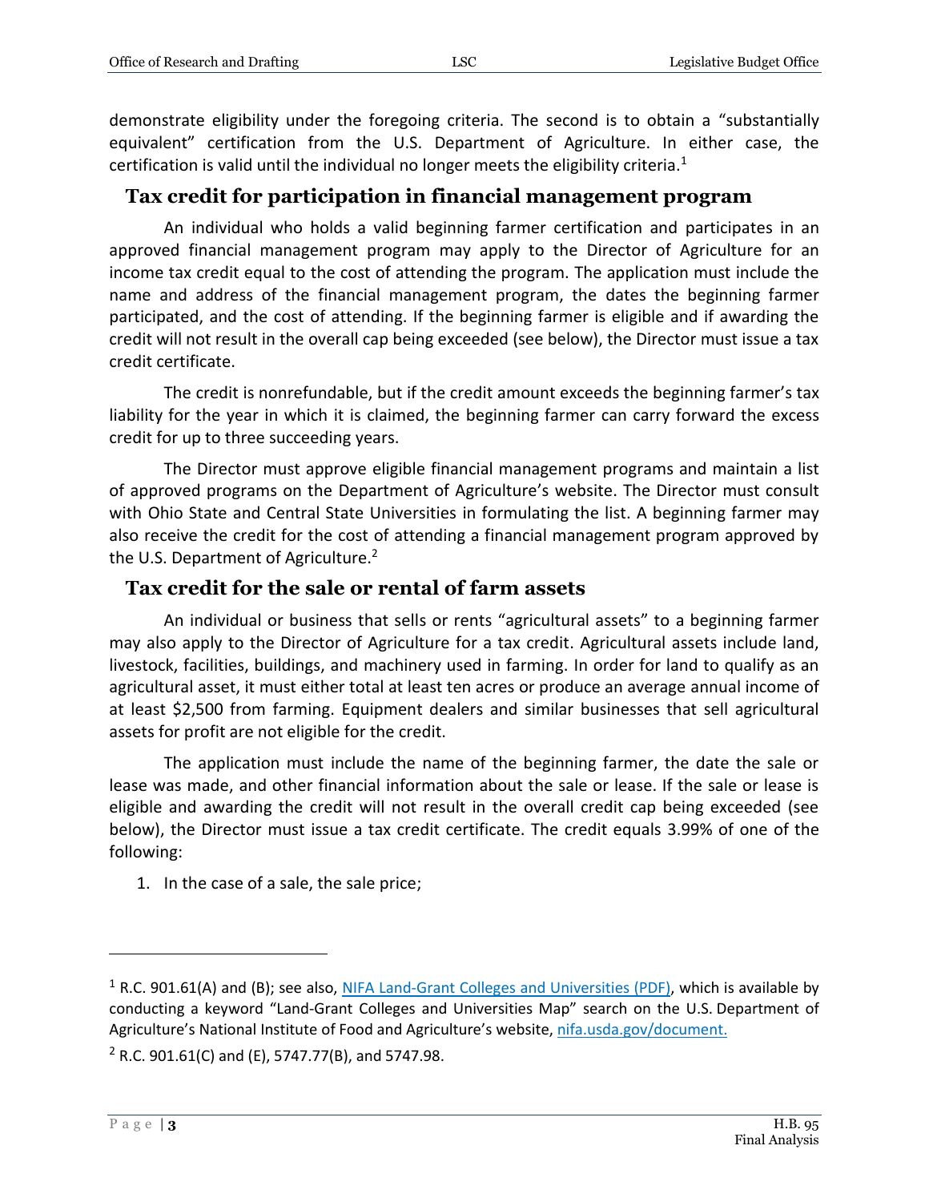demonstrate eligibility under the foregoing criteria. The second is to obtain a "substantially equivalent" certification from the U.S. Department of Agriculture. In either case, the certification is valid until the individual no longer meets the eligibility criteria.[1]

## Tax credit for participation in financial management program

An individual who holds a valid beginning farmer certification and participates in an approved financial management program may apply to the Director of Agriculture for an income tax credit equal to the cost of attending the program. The application must include the name and address of the financial management program, the dates the beginning farmer participated, and the cost of attending. If the beginning farmer is eligible and if awarding the credit will not result in the overall cap being exceeded (see below), the Director must issue a tax credit certificate.

The credit is nonrefundable, but if the credit amount exceeds the beginning farmer's tax liability for the year in which it is claimed, the beginning farmer can carry forward the excess credit for up to three succeeding years.

The Director must approve eligible financial management programs and maintain a list of approved programs on the Department of Agriculture's website. The Director must consult with Ohio State and Central State Universities in formulating the list. A beginning farmer may also receive the credit for the cost of attending a financial management program approved by the U.S. Department of Agriculture.[2]

## Tax credit for the sale or rental of farm assets

An individual or business that sells or rents "agricultural assets" to a beginning farmer may also apply to the Director of Agriculture for a tax credit. Agricultural assets include land, livestock, facilities, buildings, and machinery used in farming. In order for land to qualify as an agricultural asset, it must either total at least ten acres or produce an average annual income of at least $2,500 from farming. Equipment dealers and similar businesses that sell agricultural assets for profit are not eligible for the credit.

The application must include the name of the beginning farmer, the date the sale or lease was made, and other financial information about the sale or lease. If the sale or lease is eligible and awarding the credit will not result in the overall credit cap being exceeded (see below), the Director must issue a tax credit certificate. The credit equals 3.99% of one of the following:

1. In the case of a sale, the sale price;

---

[1] R.C. 901.61(A) and (B); see also, NIFA Land-Grant Colleges and Universities (PDF), which is available by conducting a keyword "Land-Grant Colleges and Universities Map" search on the U.S. Department of Agriculture's National Institute of Food and Agriculture's website, nifa.usda.gov/document.

[2] R.C. 901.61(C) and (E), 5747.77(B), and 5747.98.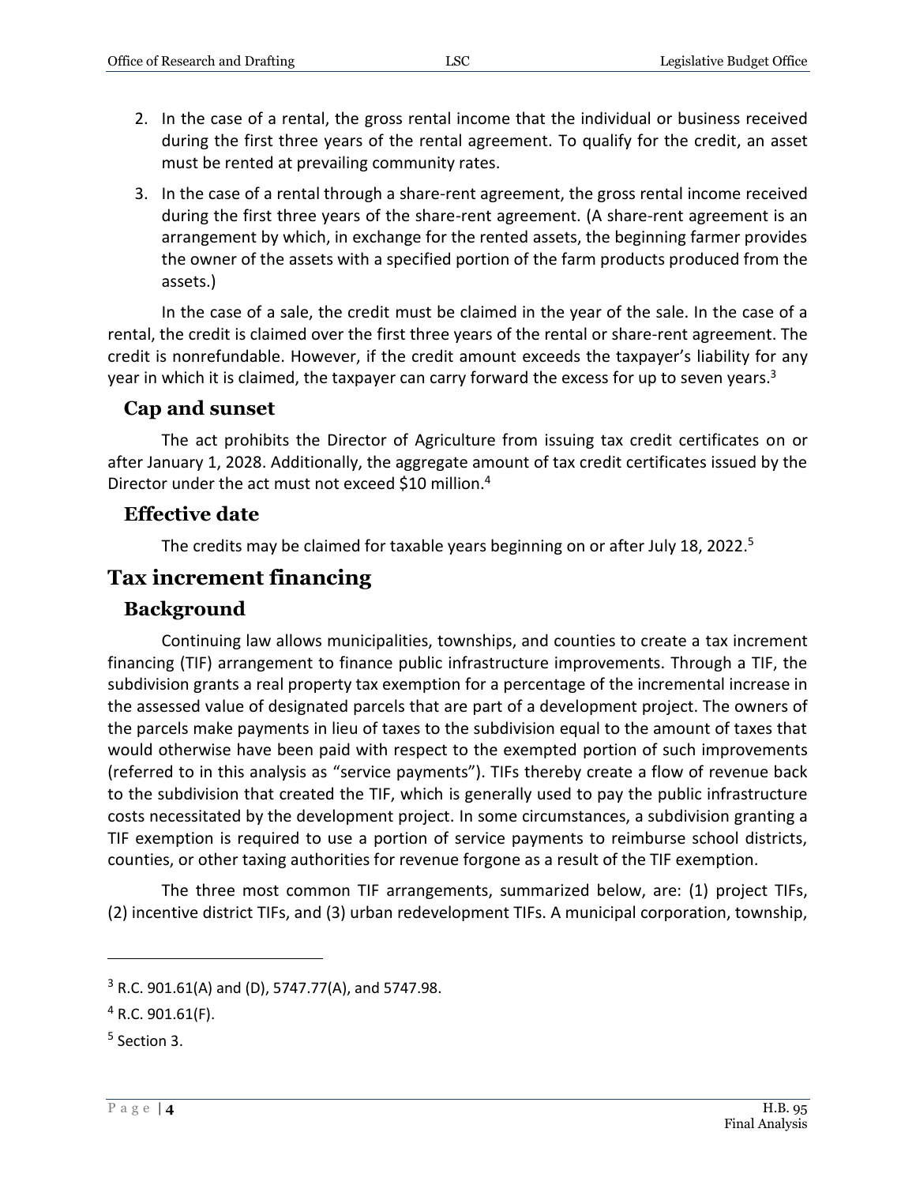2. In the case of a rental, the gross rental income that the individual or business received during the first three years of the rental agreement. To qualify for the credit, an asset must be rented at prevailing community rates.

3. In the case of a rental through a share-rent agreement, the gross rental income received during the first three years of the share-rent agreement. (A share-rent agreement is an arrangement by which, in exchange for the rented assets, the beginning farmer provides the owner of the assets with a specified portion of the farm products produced from the assets.)

In the case of a sale, the credit must be claimed in the year of the sale. In the case of a rental, the credit is claimed over the first three years of the rental or share-rent agreement. The credit is nonrefundable. However, if the credit amount exceeds the taxpayer's liability for any year in which it is claimed, the taxpayer can carry forward the excess for up to seven years.[3]

### Cap and sunset

The act prohibits the Director of Agriculture from issuing tax credit certificates on or after January 1, 2028. Additionally, the aggregate amount of tax credit certificates issued by the Director under the act must not exceed $10 million.[4]

### Effective date

The credits may be claimed for taxable years beginning on or after July 18, 2022.[5]

## Tax increment financing

### Background

Continuing law allows municipalities, townships, and counties to create a tax increment financing (TIF) arrangement to finance public infrastructure improvements. Through a TIF, the subdivision grants a real property tax exemption for a percentage of the incremental increase in the assessed value of designated parcels that are part of a development project. The owners of the parcels make payments in lieu of taxes to the subdivision equal to the amount of taxes that would otherwise have been paid with respect to the exempted portion of such improvements (referred to in this analysis as "service payments"). TIFs thereby create a flow of revenue back to the subdivision that created the TIF, which is generally used to pay the public infrastructure costs necessitated by the development project. In some circumstances, a subdivision granting a TIF exemption is required to use a portion of service payments to reimburse school districts, counties, or other taxing authorities for revenue forgone as a result of the TIF exemption.

The three most common TIF arrangements, summarized below, are: (1) project TIFs, (2) incentive district TIFs, and (3) urban redevelopment TIFs. A municipal corporation, township,

---

[3] R.C. 901.61(A) and (D), 5747.77(A), and 5747.98.

[4] R.C. 901.61(F).

[5] Section 3.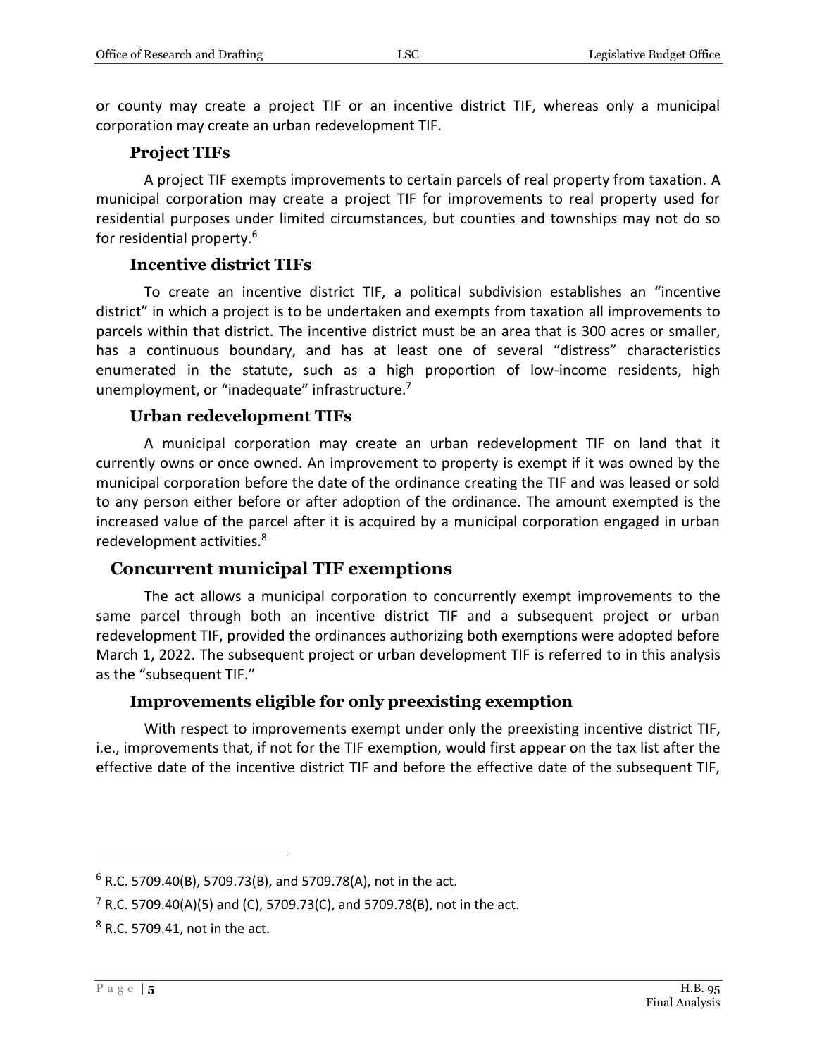or county may create a project TIF or an incentive district TIF, whereas only a municipal corporation may create an urban redevelopment TIF.

### Project TIFs

A project TIF exempts improvements to certain parcels of real property from taxation. A municipal corporation may create a project TIF for improvements to real property used for residential purposes under limited circumstances, but counties and townships may not do so for residential property.[6]

### Incentive district TIFs

To create an incentive district TIF, a political subdivision establishes an "incentive district" in which a project is to be undertaken and exempts from taxation all improvements to parcels within that district. The incentive district must be an area that is 300 acres or smaller, has a continuous boundary, and has at least one of several "distress" characteristics enumerated in the statute, such as a high proportion of low-income residents, high unemployment, or "inadequate" infrastructure.[7]

### Urban redevelopment TIFs

A municipal corporation may create an urban redevelopment TIF on land that it currently owns or once owned. An improvement to property is exempt if it was owned by the municipal corporation before the date of the ordinance creating the TIF and was leased or sold to any person either before or after adoption of the ordinance. The amount exempted is the increased value of the parcel after it is acquired by a municipal corporation engaged in urban redevelopment activities.[8]

## Concurrent municipal TIF exemptions

The act allows a municipal corporation to concurrently exempt improvements to the same parcel through both an incentive district TIF and a subsequent project or urban redevelopment TIF, provided the ordinances authorizing both exemptions were adopted before March 1, 2022. The subsequent project or urban development TIF is referred to in this analysis as the "subsequent TIF."

### Improvements eligible for only preexisting exemption

With respect to improvements exempt under only the preexisting incentive district TIF, i.e., improvements that, if not for the TIF exemption, would first appear on the tax list after the effective date of the incentive district TIF and before the effective date of the subsequent TIF,

---

[6] R.C. 5709.40(B), 5709.73(B), and 5709.78(A), not in the act.

[7] R.C. 5709.40(A)(5) and (C), 5709.73(C), and 5709.78(B), not in the act.

[8] R.C. 5709.41, not in the act.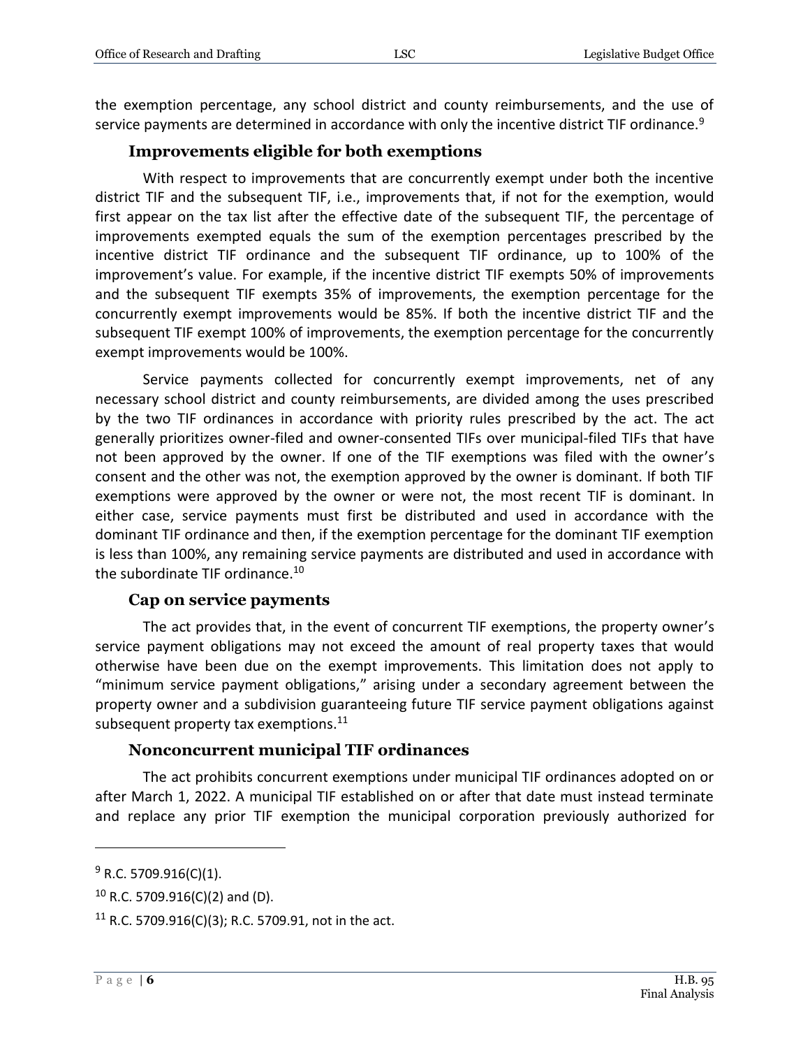the exemption percentage, any school district and county reimbursements, and the use of service payments are determined in accordance with only the incentive district TIF ordinance.[9]

### Improvements eligible for both exemptions

With respect to improvements that are concurrently exempt under both the incentive district TIF and the subsequent TIF, i.e., improvements that, if not for the exemption, would first appear on the tax list after the effective date of the subsequent TIF, the percentage of improvements exempted equals the sum of the exemption percentages prescribed by the incentive district TIF ordinance and the subsequent TIF ordinance, up to 100% of the improvement's value. For example, if the incentive district TIF exempts 50% of improvements and the subsequent TIF exempts 35% of improvements, the exemption percentage for the concurrently exempt improvements would be 85%. If both the incentive district TIF and the subsequent TIF exempt 100% of improvements, the exemption percentage for the concurrently exempt improvements would be 100%.

Service payments collected for concurrently exempt improvements, net of any necessary school district and county reimbursements, are divided among the uses prescribed by the two TIF ordinances in accordance with priority rules prescribed by the act. The act generally prioritizes owner-filed and owner-consented TIFs over municipal-filed TIFs that have not been approved by the owner. If one of the TIF exemptions was filed with the owner's consent and the other was not, the exemption approved by the owner is dominant. If both TIF exemptions were approved by the owner or were not, the most recent TIF is dominant. In either case, service payments must first be distributed and used in accordance with the dominant TIF ordinance and then, if the exemption percentage for the dominant TIF exemption is less than 100%, any remaining service payments are distributed and used in accordance with the subordinate TIF ordinance.[10]

### Cap on service payments

The act provides that, in the event of concurrent TIF exemptions, the property owner's service payment obligations may not exceed the amount of real property taxes that would otherwise have been due on the exempt improvements. This limitation does not apply to "minimum service payment obligations," arising under a secondary agreement between the property owner and a subdivision guaranteeing future TIF service payment obligations against subsequent property tax exemptions.[11]

### Nonconcurrent municipal TIF ordinances

The act prohibits concurrent exemptions under municipal TIF ordinances adopted on or after March 1, 2022. A municipal TIF established on or after that date must instead terminate and replace any prior TIF exemption the municipal corporation previously authorized for

---

[9] R.C. 5709.916(C)(1).

[10] R.C. 5709.916(C)(2) and (D).

[11] R.C. 5709.916(C)(3); R.C. 5709.91, not in the act.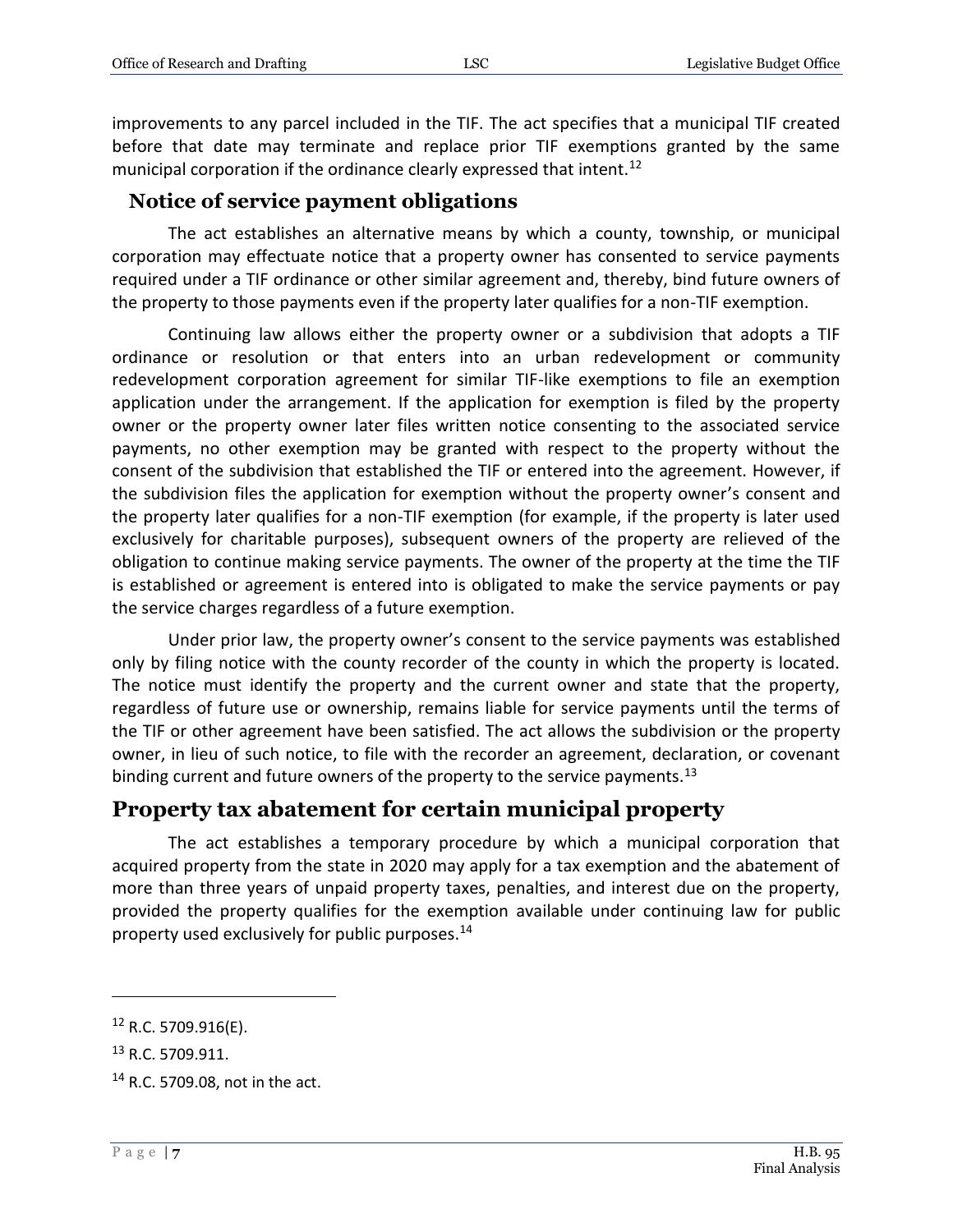improvements to any parcel included in the TIF. The act specifies that a municipal TIF created before that date may terminate and replace prior TIF exemptions granted by the same municipal corporation if the ordinance clearly expressed that intent.[12]

### Notice of service payment obligations

The act establishes an alternative means by which a county, township, or municipal corporation may effectuate notice that a property owner has consented to service payments required under a TIF ordinance or other similar agreement and, thereby, bind future owners of the property to those payments even if the property later qualifies for a non-TIF exemption.

Continuing law allows either the property owner or a subdivision that adopts a TIF ordinance or resolution or that enters into an urban redevelopment or community redevelopment corporation agreement for similar TIF-like exemptions to file an exemption application under the arrangement. If the application for exemption is filed by the property owner or the property owner later files written notice consenting to the associated service payments, no other exemption may be granted with respect to the property without the consent of the subdivision that established the TIF or entered into the agreement. However, if the subdivision files the application for exemption without the property owner's consent and the property later qualifies for a non-TIF exemption (for example, if the property is later used exclusively for charitable purposes), subsequent owners of the property are relieved of the obligation to continue making service payments. The owner of the property at the time the TIF is established or agreement is entered into is obligated to make the service payments or pay the service charges regardless of a future exemption.

Under prior law, the property owner's consent to the service payments was established only by filing notice with the county recorder of the county in which the property is located. The notice must identify the property and the current owner and state that the property, regardless of future use or ownership, remains liable for service payments until the terms of the TIF or other agreement have been satisfied. The act allows the subdivision or the property owner, in lieu of such notice, to file with the recorder an agreement, declaration, or covenant binding current and future owners of the property to the service payments.[13]

## Property tax abatement for certain municipal property

The act establishes a temporary procedure by which a municipal corporation that acquired property from the state in 2020 may apply for a tax exemption and the abatement of more than three years of unpaid property taxes, penalties, and interest due on the property, provided the property qualifies for the exemption available under continuing law for public property used exclusively for public purposes.[14]

---

[12] R.C. 5709.916(E).

[13] R.C. 5709.911.

[14] R.C. 5709.08, not in the act.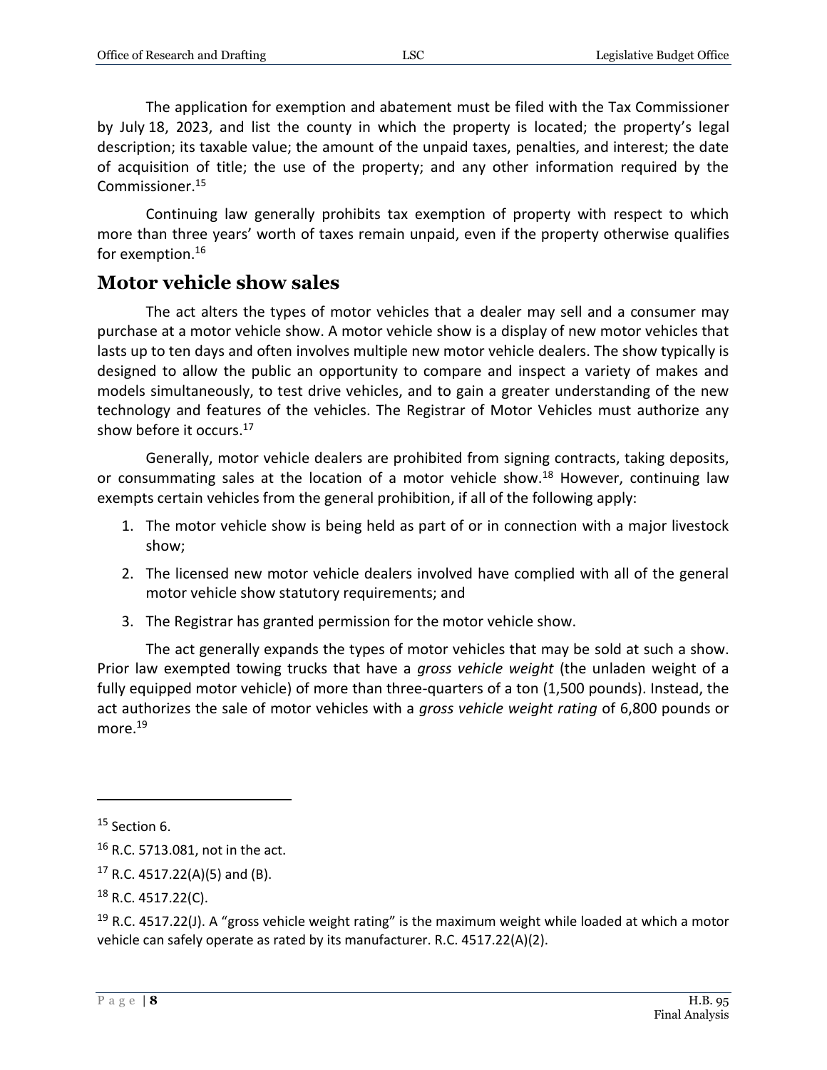The application for exemption and abatement must be filed with the Tax Commissioner by July 18, 2023, and list the county in which the property is located; the property's legal description; its taxable value; the amount of the unpaid taxes, penalties, and interest; the date of acquisition of title; the use of the property; and any other information required by the Commissioner.[15]

Continuing law generally prohibits tax exemption of property with respect to which more than three years' worth of taxes remain unpaid, even if the property otherwise qualifies for exemption.[16]

## Motor vehicle show sales

The act alters the types of motor vehicles that a dealer may sell and a consumer may purchase at a motor vehicle show. A motor vehicle show is a display of new motor vehicles that lasts up to ten days and often involves multiple new motor vehicle dealers. The show typically is designed to allow the public an opportunity to compare and inspect a variety of makes and models simultaneously, to test drive vehicles, and to gain a greater understanding of the new technology and features of the vehicles. The Registrar of Motor Vehicles must authorize any show before it occurs.[17]

Generally, motor vehicle dealers are prohibited from signing contracts, taking deposits, or consummating sales at the location of a motor vehicle show.[18] However, continuing law exempts certain vehicles from the general prohibition, if all of the following apply:

1. The motor vehicle show is being held as part of or in connection with a major livestock show;
2. The licensed new motor vehicle dealers involved have complied with all of the general motor vehicle show statutory requirements; and
3. The Registrar has granted permission for the motor vehicle show.

The act generally expands the types of motor vehicles that may be sold at such a show. Prior law exempted towing trucks that have a *gross vehicle weight* (the unladen weight of a fully equipped motor vehicle) of more than three-quarters of a ton (1,500 pounds). Instead, the act authorizes the sale of motor vehicles with a *gross vehicle weight rating* of 6,800 pounds or more.[19]

---

[15] Section 6.

[16] R.C. 5713.081, not in the act.

[17] R.C. 4517.22(A)(5) and (B).

[18] R.C. 4517.22(C).

[19] R.C. 4517.22(J). A "gross vehicle weight rating" is the maximum weight while loaded at which a motor vehicle can safely operate as rated by its manufacturer. R.C. 4517.22(A)(2).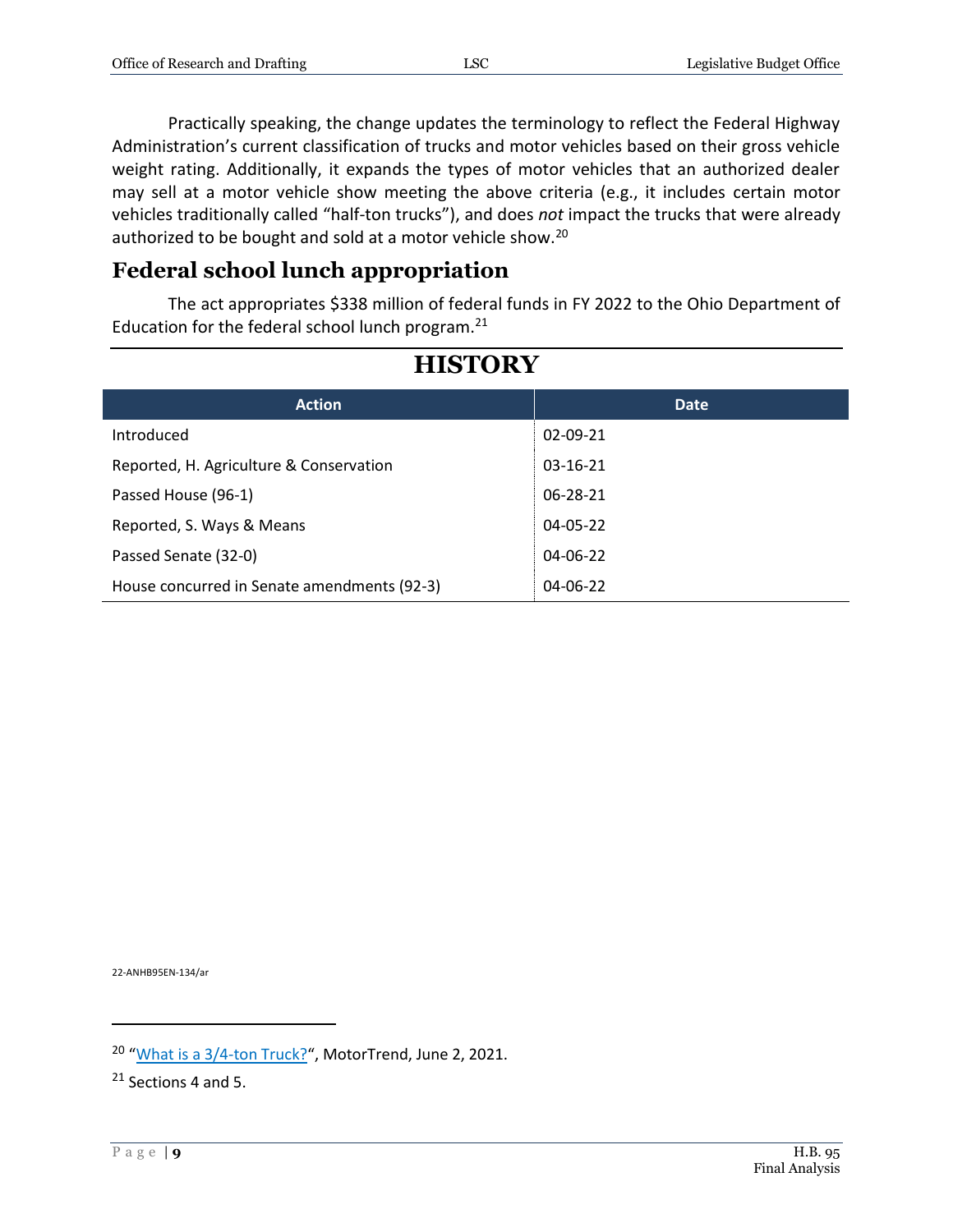Practically speaking, the change updates the terminology to reflect the Federal Highway Administration's current classification of trucks and motor vehicles based on their gross vehicle weight rating. Additionally, it expands the types of motor vehicles that an authorized dealer may sell at a motor vehicle show meeting the above criteria (e.g., it includes certain motor vehicles traditionally called "half-ton trucks"), and does *not* impact the trucks that were already authorized to be bought and sold at a motor vehicle show.[20]

## Federal school lunch appropriation

The act appropriates $338 million of federal funds in FY 2022 to the Ohio Department of Education for the federal school lunch program.[21]

# HISTORY

| Action | Date |
|---|---|
| Introduced | 02-09-21 |
| Reported, H. Agriculture & Conservation | 03-16-21 |
| Passed House (96-1) | 06-28-21 |
| Reported, S. Ways & Means | 04-05-22 |
| Passed Senate (32-0) | 04-06-22 |
| House concurred in Senate amendments (92-3) | 04-06-22 |

22-ANHB95EN-134/ar

[20] "What is a 3/4-ton Truck?", MotorTrend, June 2, 2021.

[21] Sections 4 and 5.